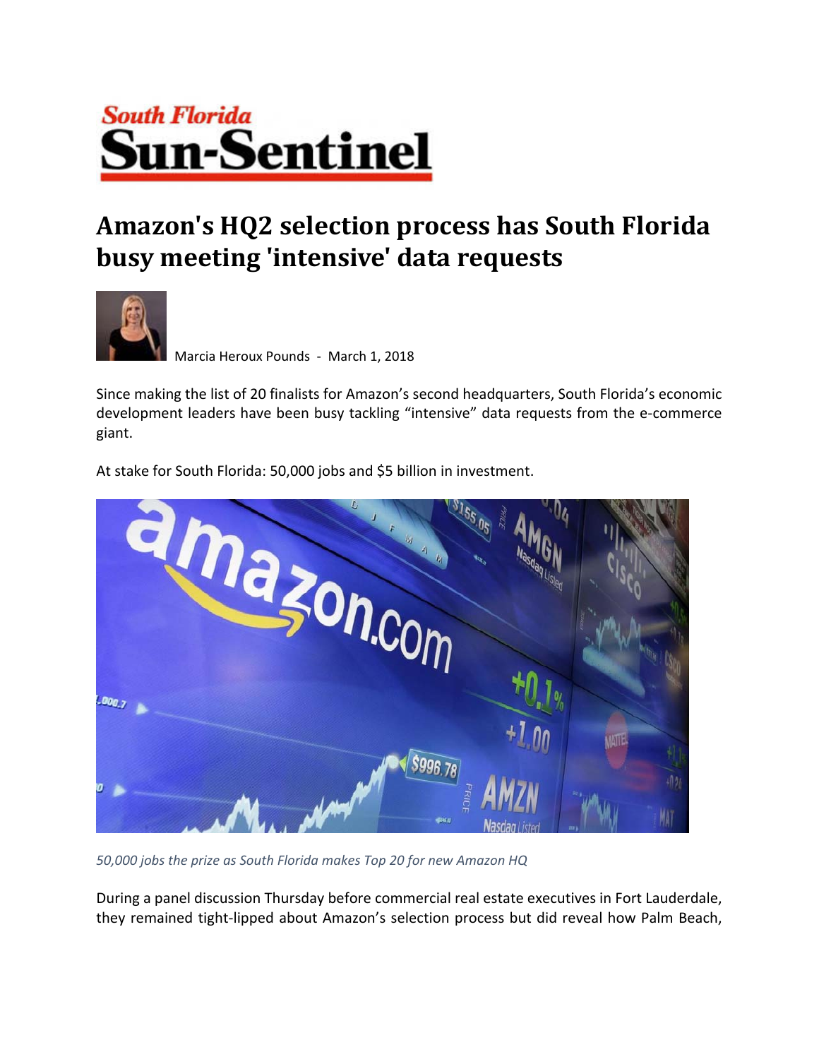South Florida **Sun-Sentinel**

# Amazon's HQ2 selection process has South Florida busy meeting 'intensive' data requests

Marcia Heroux Pounds - March 1, 2018

Since making the list of 20 finalists for Amazon's second headquarters, South Florida's economic development leaders have been busy tackling "intensive" data requests from the e-commerce giant.

At stake for South Florida: 50,000 jobs and $5 billion in investment.

*50,000 jobs the prize as South Florida makes Top 20 for new Amazon HQ*

During a panel discussion Thursday before commercial real estate executives in Fort Lauderdale, they remained tight-lipped about Amazon's selection process but did reveal how Palm Beach,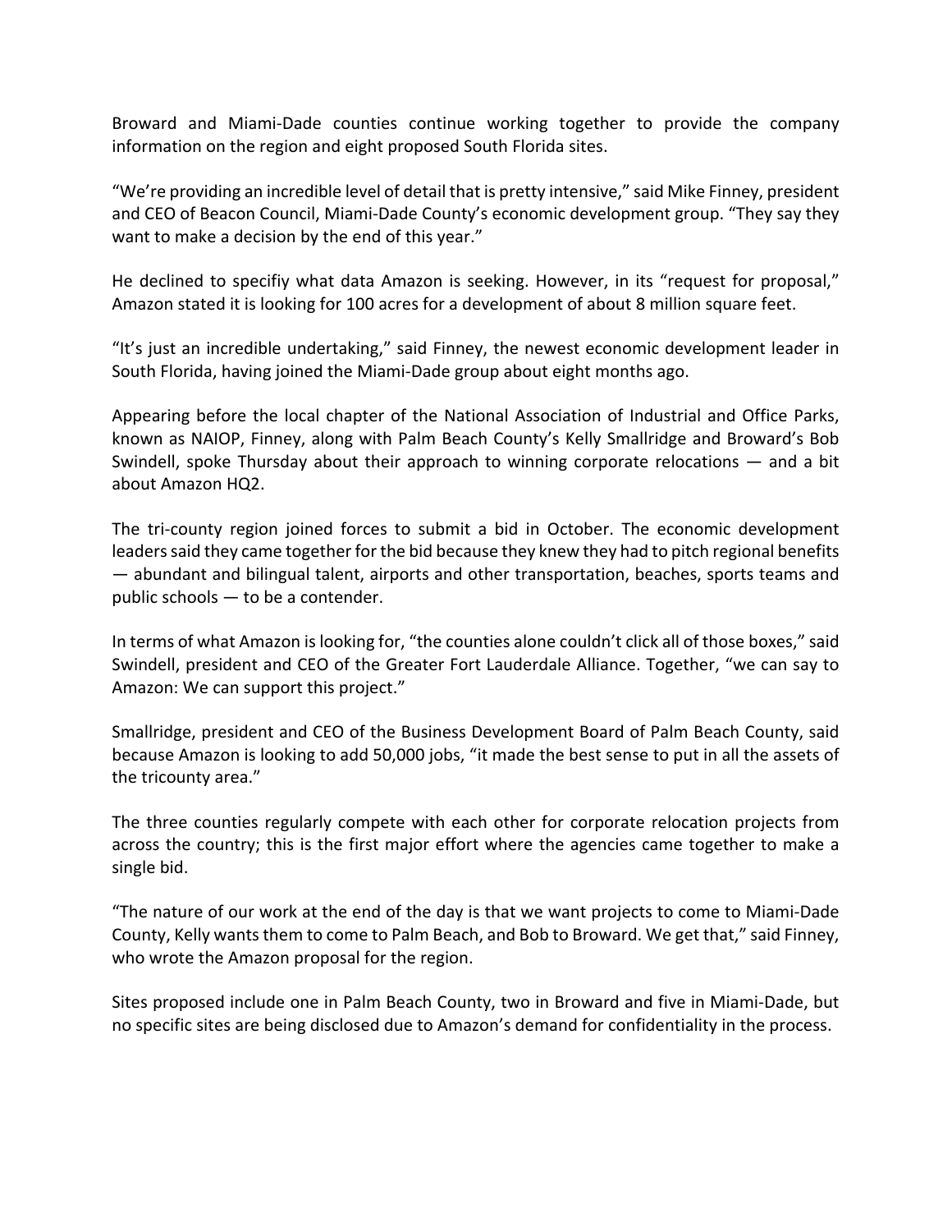Broward and Miami-Dade counties continue working together to provide the company information on the region and eight proposed South Florida sites.

“We’re providing an incredible level of detail that is pretty intensive,” said Mike Finney, president and CEO of Beacon Council, Miami-Dade County’s economic development group. “They say they want to make a decision by the end of this year.”

He declined to specifiy what data Amazon is seeking. However, in its “request for proposal,” Amazon stated it is looking for 100 acres for a development of about 8 million square feet.

“It’s just an incredible undertaking,” said Finney, the newest economic development leader in South Florida, having joined the Miami-Dade group about eight months ago.

Appearing before the local chapter of the National Association of Industrial and Office Parks, known as NAIOP, Finney, along with Palm Beach County’s Kelly Smallridge and Broward’s Bob Swindell, spoke Thursday about their approach to winning corporate relocations — and a bit about Amazon HQ2.

The tri-county region joined forces to submit a bid in October. The economic development leaders said they came together for the bid because they knew they had to pitch regional benefits — abundant and bilingual talent, airports and other transportation, beaches, sports teams and public schools — to be a contender.

In terms of what Amazon is looking for, “the counties alone couldn’t click all of those boxes,” said Swindell, president and CEO of the Greater Fort Lauderdale Alliance. Together, “we can say to Amazon: We can support this project.”

Smallridge, president and CEO of the Business Development Board of Palm Beach County, said because Amazon is looking to add 50,000 jobs, “it made the best sense to put in all the assets of the tricounty area.”

The three counties regularly compete with each other for corporate relocation projects from across the country; this is the first major effort where the agencies came together to make a single bid.

“The nature of our work at the end of the day is that we want projects to come to Miami-Dade County, Kelly wants them to come to Palm Beach, and Bob to Broward. We get that,” said Finney, who wrote the Amazon proposal for the region.

Sites proposed include one in Palm Beach County, two in Broward and five in Miami-Dade, but no specific sites are being disclosed due to Amazon’s demand for confidentiality in the process.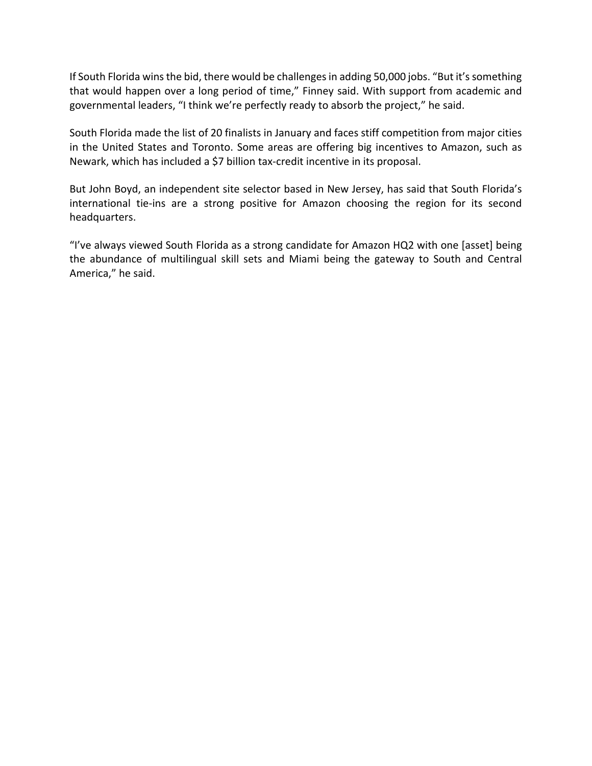If South Florida wins the bid, there would be challenges in adding 50,000 jobs. “But it’s something that would happen over a long period of time,” Finney said. With support from academic and governmental leaders, “I think we’re perfectly ready to absorb the project,” he said.

South Florida made the list of 20 finalists in January and faces stiff competition from major cities in the United States and Toronto. Some areas are offering big incentives to Amazon, such as Newark, which has included a $7 billion tax-credit incentive in its proposal.

But John Boyd, an independent site selector based in New Jersey, has said that South Florida’s international tie-ins are a strong positive for Amazon choosing the region for its second headquarters.

“I’ve always viewed South Florida as a strong candidate for Amazon HQ2 with one [asset] being the abundance of multilingual skill sets and Miami being the gateway to South and Central America,” he said.